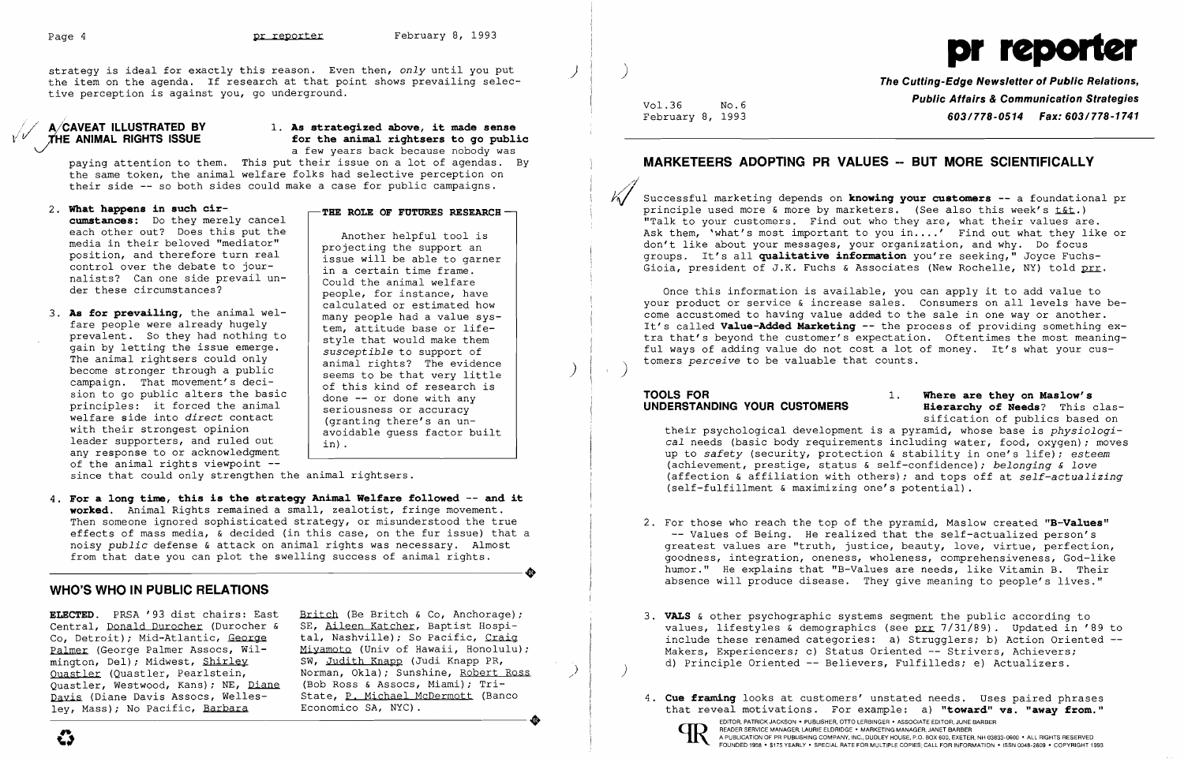strategy is ideal for exactly this reason. Even then, *only* until you put the item on the agenda. If research at that point shows prevailing selective perception is against you, go underground.

## A CAVEAT ILLUSTRATED BY THE ANIMAL RIGHTS ISSUE

1. **As strategized above, it made sense for the animal rightsers to go public** a few years back because nobody was paying attention to them. This put their issue on a lot of agendas. By the same token, the animal welfare folks had selective perception on their side -- so both sides could make a case for public campaigns.

2. **What happens in such circumstances:** Do they merely cancel each other out? Does this put the media in their beloved "mediator" position, and therefore turn real control over the debate to journalists? Can one side prevail under these circumstances?

3. **As for prevailing,** the animal welfare people were already hugely prevalent. So they had nothing to gain by letting the issue emerge. The animal rightsers could only become stronger through a public campaign. That movement's decision to go public alters the basic principles: it forced the animal welfare side into *direct* contact with their strongest opinion leader supporters, and ruled out any response to or acknowledgment of the animal rights viewpoint -- since that could only strengthen the animal rightsers.

> **THE ROLE OF FUTURES RESEARCH**
>
> Another helpful tool is projecting the support an issue will be able to garner in a certain time frame. Could the animal welfare people, for instance, have calculated or estimated how many people had a value system, attitude base or lifestyle that would make them *susceptible* to support of animal rights? The evidence seems to be that very little of this kind of research is done -- or done with any seriousness or accuracy (granting there's an unavoidable guess factor built in).

4. **For a long time, this is the strategy Animal Welfare followed -- and it worked.** Animal Rights remained a small, zealotist, fringe movement. Then someone ignored sophisticated strategy, or misunderstood the true effects of mass media, & decided (in this case, on the fur issue) that a noisy *public* defense & attack on animal rights was necessary. Almost from that date you can plot the swelling success of animal rights.

## WHO'S WHO IN PUBLIC RELATIONS

**ELECTED.** PRSA '93 dist chairs: East Central, Donald Durocher (Durocher & Co, Detroit); Mid-Atlantic, George Palmer (George Palmer Assocs, Wilmington, Del); Midwest, Shirley Quastler (Quastler, Pearlstein, Quastler, Westwood, Kans); NE, Diane Davis (Diane Davis Assocs, Wellesley, Mass); No Pacific, Barbara Britch (Be Britch & Co, Anchorage); SE, Aileen Katcher, Baptist Hospital, Nashville); So Pacific, Craig Miyamoto (Univ of Hawaii, Honolulu); SW, Judith Knapp (Judi Knapp PR, Norman, Okla); Sunshine, Robert Ross (Bob Ross & Assocs, Miami); Tri-State, P. Michael McDermott (Banco Economico SA, NYC).

# pr reporter

**The Cutting-Edge Newsletter of Public Relations, Public Affairs & Communication Strategies**
**603/778-0514 Fax: 603/778-1741**

Vol.36 No.6
February 8, 1993

## MARKETEERS ADOPTING PR VALUES -- BUT MORE SCIENTIFICALLY

Successful marketing depends on **knowing your customers** -- a foundational pr principle used more & more by marketers. (See also this week's t&t.) "Talk to your customers. Find out who they are, what their values are. Ask them, 'what's most important to you in....' Find out what they like or don't like about your messages, your organization, and why. Do focus groups. It's all **qualitative information** you're seeking," Joyce Fuchs-Gioia, president of J.K. Fuchs & Associates (New Rochelle, NY) told prr.

Once this information is available, you can apply it to add value to your product or service & increase sales. Consumers on all levels have become accustomed to having value added to the sale in one way or another. It's called **Value-Added Marketing** -- the process of providing something extra that's beyond the customer's expectation. Oftentimes the most meaningful ways of adding value do not cost a lot of money. It's what your customers *perceive* to be valuable that counts.

## TOOLS FOR UNDERSTANDING YOUR CUSTOMERS

1. **Where are they on Maslow's Hierarchy of Needs?** This classification of publics based on their psychological development is a pyramid, whose base is *physiological* needs (basic body requirements including water, food, oxygen); moves up to *safety* (security, protection & stability in one's life); *esteem* (achievement, prestige, status & self-confidence); *belonging & love* (affection & affiliation with others); and tops off at *self-actualizing* (self-fulfillment & maximizing one's potential).

2. For those who reach the top of the pyramid, Maslow created **"B-Values"** -- Values of Being. He realized that the self-actualized person's greatest values are "truth, justice, beauty, love, virtue, perfection, goodness, integration, oneness, wholeness, comprehensiveness, God-like humor." He explains that "B-Values are needs, like Vitamin B. Their absence will produce disease. They give meaning to people's lives."

3. **VALS** & other psychographic systems segment the public according to values, lifestyles & demographics (see prr 7/31/89). Updated in '89 to include these renamed categories: a) Strugglers; b) Action Oriented -- Makers, Experiencers; c) Status Oriented -- Strivers, Achievers; d) Principle Oriented -- Believers, Fulfilleds; e) Actualizers.

4. **Cue framing** looks at customers' unstated needs. Uses paired phrases that reveal motivations. For example: a) **"toward" vs. "away from."**

EDITOR, PATRICK JACKSON • PUBLISHER, OTTO LERBINGER • ASSOCIATE EDITOR, JUNE BARBER
READER SERVICE MANAGER, LAURIE ELDRIDGE • MARKETING MANAGER, JANET BARBER
A PUBLICATION OF PR PUBLISHING COMPANY, INC., DUDLEY HOUSE, P.O. BOX 600, EXETER, NH 03833-0600 • ALL RIGHTS RESERVED
FOUNDED 1958 • $175 YEARLY • SPECIAL RATE FOR MULTIPLE COPIES: CALL FOR INFORMATION • ISSN 0048-2609 • COPYRIGHT 1993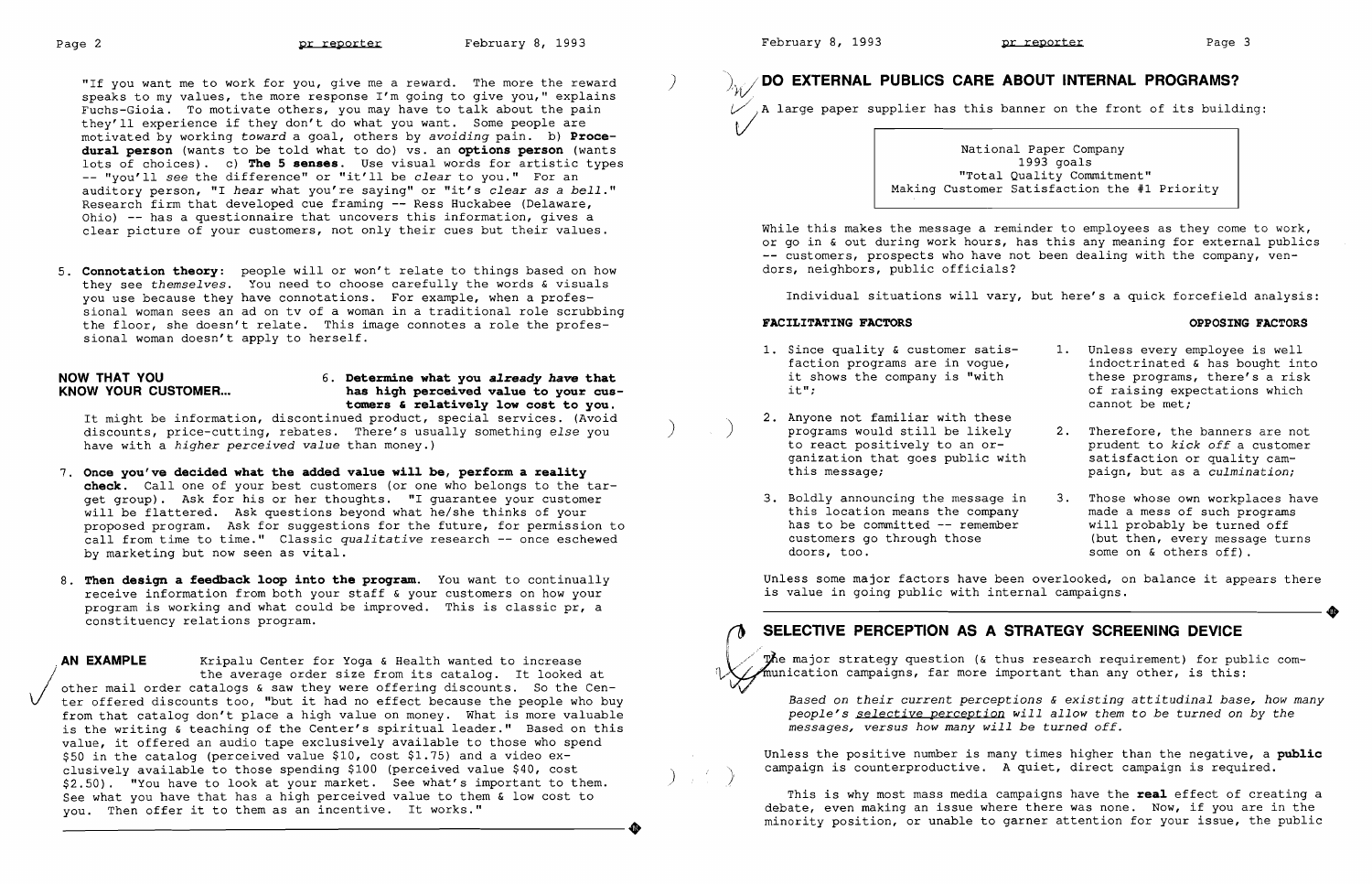"If you want me to work for you, give me a reward. The more the reward speaks to my values, the more response I'm going to give you," explains Fuchs-Gioia. To motivate others, you may have to talk about the pain they'll experience if they don't do what you want. Some people are motivated by working *toward* a goal, others by *avoiding* pain. b) **Procedural person** (wants to be told what to do) vs. an **options person** (wants lots of choices). c) **The 5 senses.** Use visual words for artistic types -- "you'll *see* the difference" or "it'll be *clear* to you." For an auditory person, "I *hear* what you're saying" or "it's *clear as a bell*." Research firm that developed cue framing -- Ress Huckabee (Delaware, Ohio) -- has a questionnaire that uncovers this information, gives a clear picture of your customers, not only their cues but their values.

5. **Connotation theory:** people will or won't relate to things based on how they see *themselves*. You need to choose carefully the words & visuals you use because they have connotations. For example, when a professional woman sees an ad on tv of a woman in a traditional role scrubbing the floor, she doesn't relate. This image connotes a role the professional woman doesn't apply to herself.

## NOW THAT YOU KNOW YOUR CUSTOMER...

6. **Determine what you *already have* that has high perceived value to your customers & relatively low cost to you.** It might be information, discontinued product, special services. (Avoid discounts, price-cutting, rebates. There's usually something *else* you have with a *higher perceived value* than money.)

7. **Once you've decided what the added value will be, perform a reality check.** Call one of your best customers (or one who belongs to the target group). Ask for his or her thoughts. "I guarantee your customer will be flattered. Ask questions beyond what he/she thinks of your proposed program. Ask for suggestions for the future, for permission to call from time to time." Classic *qualitative* research -- once eschewed by marketing but now seen as vital.

8. **Then design a feedback loop into the program.** You want to continually receive information from both your staff & your customers on how your program is working and what could be improved. This is classic pr, a constituency relations program.

**AN EXAMPLE** Kripalu Center for Yoga & Health wanted to increase the average order size from its catalog. It looked at other mail order catalogs & saw they were offering discounts. So the Center offered discounts too, "but it had no effect because the people who buy from that catalog don't place a high value on money. What is more valuable is the writing & teaching of the Center's spiritual leader." Based on this value, it offered an audio tape exclusively available to those who spend $50 in the catalog (perceived value $10, cost $1.75) and a video exclusively available to those spending $100 (perceived value $40, cost $2.50). "You have to look at your market. See what's important to them. See what you have that has a high perceived value to them & low cost to you. Then offer it to them as an incentive. It works."

## DO EXTERNAL PUBLICS CARE ABOUT INTERNAL PROGRAMS?

A large paper supplier has this banner on the front of its building:

> National Paper Company
> 1993 goals
> "Total Quality Commitment"
> Making Customer Satisfaction the #1 Priority

While this makes the message a reminder to employees as they come to work, or go in & out during work hours, has this any meaning for external publics -- customers, prospects who have not been dealing with the company, vendors, neighbors, public officials?

Individual situations will vary, but here's a quick forcefield analysis:

| FACILITATING FACTORS | OPPOSING FACTORS |
|---|---|
| 1. Since quality & customer satisfaction programs are in vogue, it shows the company is "with it"; | 1. Unless every employee is well indoctrinated & has bought into these programs, there's a risk of raising expectations which cannot be met; |
| 2. Anyone not familiar with these programs would still be likely to react positively to an organization that goes public with this message; | 2. Therefore, the banners are not prudent to *kick off* a customer satisfaction or quality campaign, but as a *culmination*; |
| 3. Boldly announcing the message in this location means the company has to be committed -- remember customers go through those doors, too. | 3. Those whose own workplaces have made a mess of such programs will probably be turned off (but then, every message turns some on & others off). |

Unless some major factors have been overlooked, on balance it appears there is value in going public with internal campaigns.

## SELECTIVE PERCEPTION AS A STRATEGY SCREENING DEVICE

The major strategy question (& thus research requirement) for public communication campaigns, far more important than any other, is this:

> *Based on their current perceptions & existing attitudinal base, how many people's selective perception will allow them to be turned on by the messages, versus how many will be turned off.*

Unless the positive number is many times higher than the negative, a **public** campaign is counterproductive. A quiet, direct campaign is required.

This is why most mass media campaigns have the **real** effect of creating a debate, even making an issue where there was none. Now, if you are in the minority position, or unable to garner attention for your issue, the public